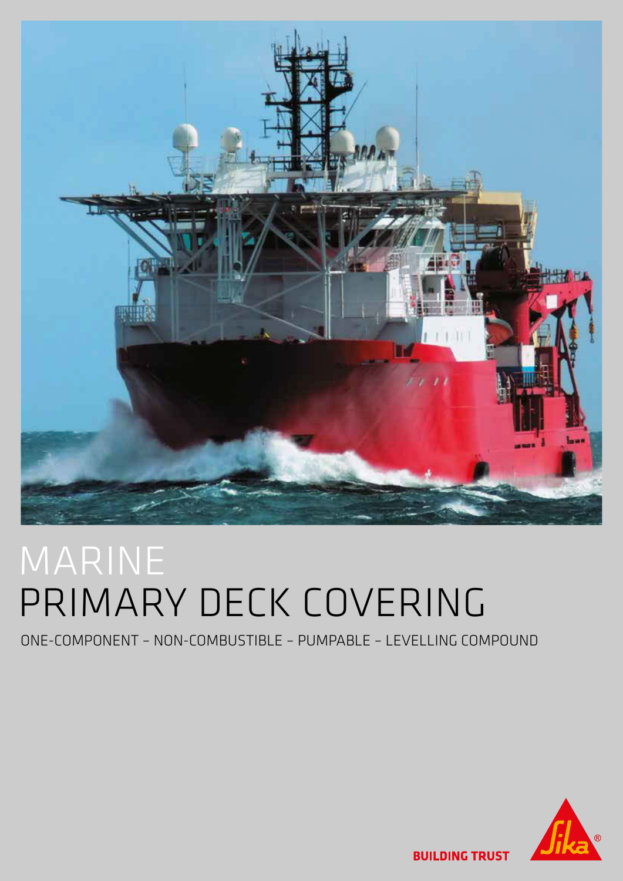# MARINE
# PRIMARY DECK COVERING

ONE-COMPONENT – NON-COMBUSTIBLE – PUMPABLE – LEVELLING COMPOUND

BUILDING TRUST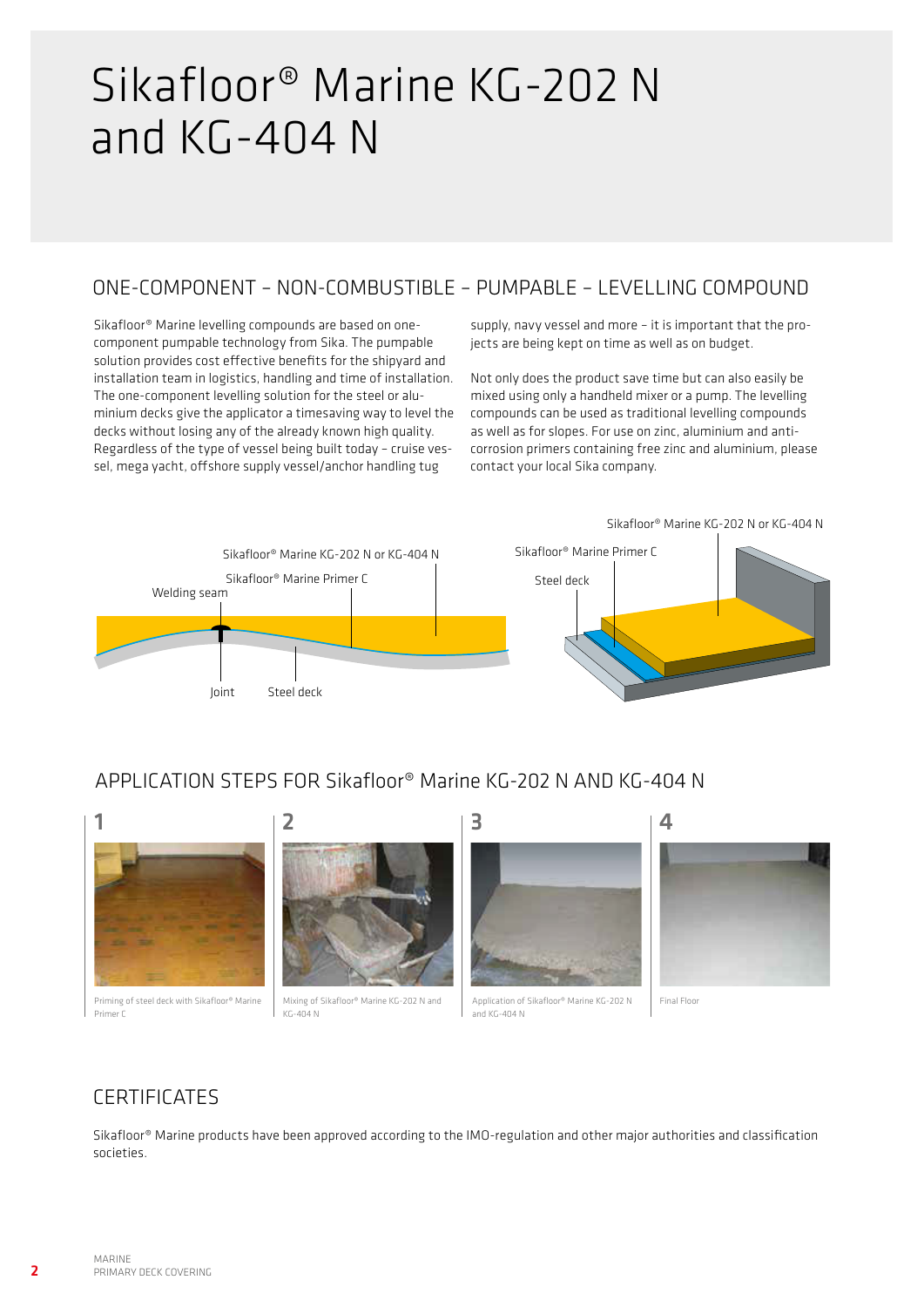# Sikafloor® Marine KG-202 N and KG-404 N

## ONE-COMPONENT – NON-COMBUSTIBLE – PUMPABLE – LEVELLING COMPOUND

Sikafloor® Marine levelling compounds are based on one-component pumpable technology from Sika. The pumpable solution provides cost effective benefits for the shipyard and installation team in logistics, handling and time of installation. The one-component levelling solution for the steel or aluminium decks give the applicator a timesaving way to level the decks without losing any of the already known high quality. Regardless of the type of vessel being built today – cruise vessel, mega yacht, offshore supply vessel/anchor handling tug supply, navy vessel and more – it is important that the projects are being kept on time as well as on budget.

Not only does the product save time but can also easily be mixed using only a handheld mixer or a pump. The levelling compounds can be used as traditional levelling compounds as well as for slopes. For use on zinc, aluminium and anti-corrosion primers containing free zinc and aluminium, please contact your local Sika company.

Sikafloor® Marine KG-202 N or KG-404 N

Sikafloor® Marine Primer C

Welding seam

Joint

Steel deck

Sikafloor® Marine KG-202 N or KG-404 N

Sikafloor® Marine Primer C

Steel deck

## APPLICATION STEPS FOR Sikafloor® Marine KG-202 N AND KG-404 N

1. Priming of steel deck with Sikafloor® Marine Primer C
2. Mixing of Sikafloor® Marine KG-202 N and KG-404 N
3. Application of Sikafloor® Marine KG-202 N and KG-404 N
4. Final Floor

## CERTIFICATES

Sikafloor® Marine products have been approved according to the IMO-regulation and other major authorities and classification societies.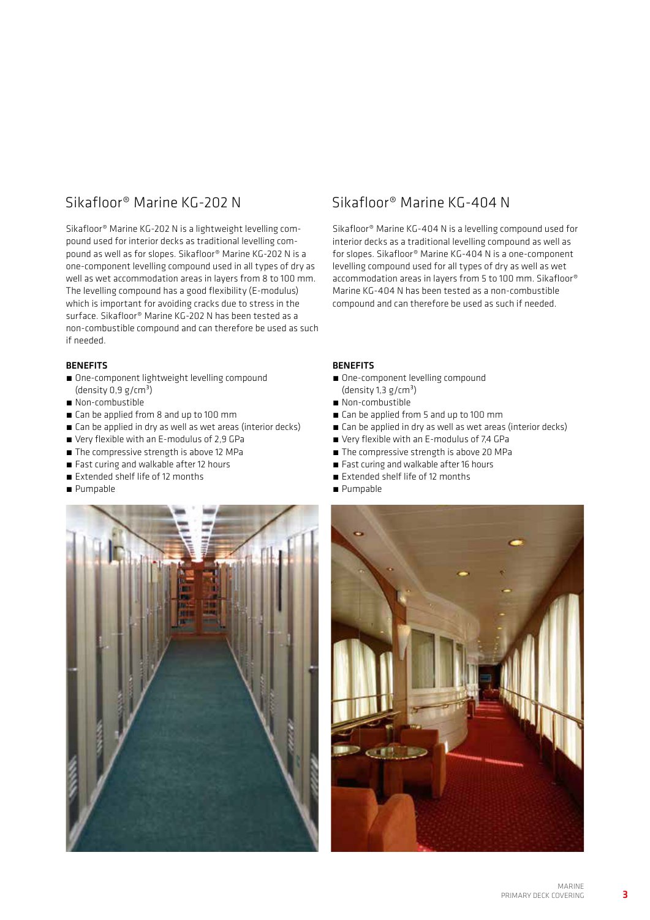## Sikafloor® Marine KG-202 N

Sikafloor® Marine KG-202 N is a lightweight levelling compound used for interior decks as traditional levelling compound as well as for slopes. Sikafloor® Marine KG-202 N is a one-component levelling compound used in all types of dry as well as wet accommodation areas in layers from 8 to 100 mm. The levelling compound has a good flexibility (E-modulus) which is important for avoiding cracks due to stress in the surface. Sikafloor® Marine KG-202 N has been tested as a non-combustible compound and can therefore be used as such if needed.

**BENEFITS**

- One-component lightweight levelling compound (density 0,9 g/cm$^3$)
- Non-combustible
- Can be applied from 8 and up to 100 mm
- Can be applied in dry as well as wet areas (interior decks)
- Very flexible with an E-modulus of 2,9 GPa
- The compressive strength is above 12 MPa
- Fast curing and walkable after 12 hours
- Extended shelf life of 12 months
- Pumpable

## Sikafloor® Marine KG-404 N

Sikafloor® Marine KG-404 N is a levelling compound used for interior decks as a traditional levelling compound as well as for slopes. Sikafloor® Marine KG-404 N is a one-component levelling compound used for all types of dry as well as wet accommodation areas in layers from 5 to 100 mm. Sikafloor® Marine KG-404 N has been tested as a non-combustible compound and can therefore be used as such if needed.

**BENEFITS**

- One-component levelling compound (density 1,3 g/cm$^3$)
- Non-combustible
- Can be applied from 5 and up to 100 mm
- Can be applied in dry as well as wet areas (interior decks)
- Very flexible with an E-modulus of 7,4 GPa
- The compressive strength is above 20 MPa
- Fast curing and walkable after 16 hours
- Extended shelf life of 12 months
- Pumpable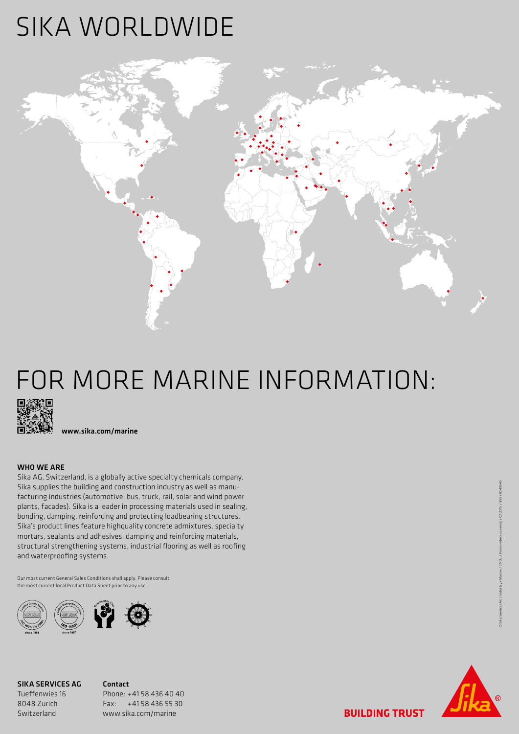# SIKA WORLDWIDE

# FOR MORE MARINE INFORMATION:

**www.sika.com/marine**

### WHO WE ARE

Sika AG, Switzerland, is a globally active specialty chemicals company. Sika supplies the building and construction industry as well as manufacturing industries (automotive, bus, truck, rail, solar and wind power plants, facades). Sika is a leader in processing materials used in sealing, bonding, damping, reinforcing and protecting loadbearing structures. Sika's product lines feature highquality concrete admixtures, specialty mortars, sealants and adhesives, damping and reinforcing materials, structural strengthening systems, industrial flooring as well as roofing and waterproofing systems.

Our most current General Sales Conditions shall apply. Please consult the most current local Product Data Sheet prior to any use.

© Sika Services AG / Industry / Marine / CMDL / Primary deck covering / 02.2015 / 855 / 0.49545

**SIKA SERVICES AG**
Tueffenwies 16
8048 Zurich
Switzerland

**Contact**
Phone: +41 58 436 40 40
Fax: +41 58 436 55 30
www.sika.com/marine

**BUILDING TRUST**